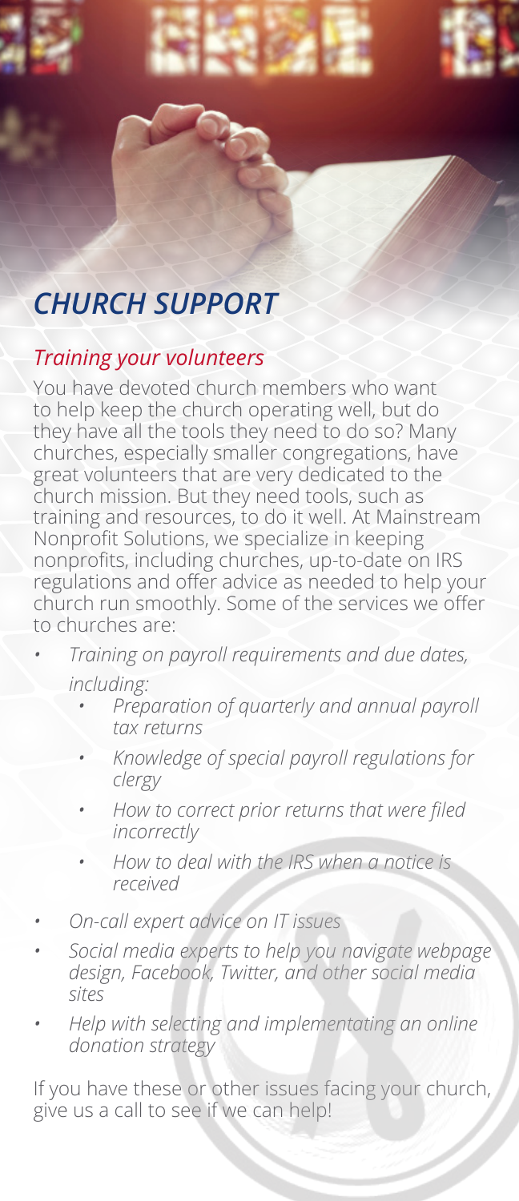# *CHURCH SUPPORT*

## *Training your volunteers*

You have devoted church members who want to help keep the church operating well, but do they have all the tools they need to do so? Many churches, especially smaller congregations, have great volunteers that are very dedicated to the church mission. But they need tools, such as training and resources, to do it well. At Mainstream Nonprofit Solutions, we specialize in keeping nonprofits, including churches, up-to-date on IRS regulations and offer advice as needed to help your church run smoothly. Some of the services we offer to churches are:

- *Training on payroll requirements and due dates, including:*
  - *Preparation of quarterly and annual payroll tax returns*
  - *Knowledge of special payroll regulations for clergy*
  - *How to correct prior returns that were filed incorrectly*
  - *How to deal with the IRS when a notice is received*
- *On-call expert advice on IT issues*
- *Social media experts to help you navigate webpage design, Facebook, Twitter, and other social media sites*
- *Help with selecting and implementating an online donation strategy*

If you have these or other issues facing your church, give us a call to see if we can help!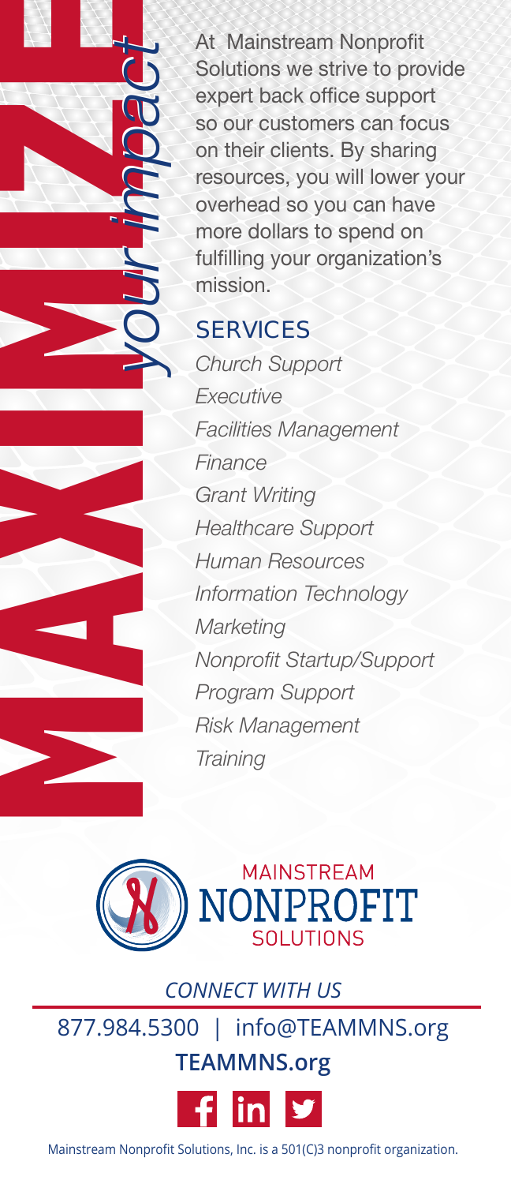# MAXIMIZE *your impact*

At Mainstream Nonprofit Solutions we strive to provide expert back office support so our customers can focus on their clients. By sharing resources, you will lower your overhead so you can have more dollars to spend on fulfilling your organization's mission.

## SERVICES

*Church Support*

*Executive*

*Facilities Management*

*Finance*

*Grant Writing*

*Healthcare Support*

*Human Resources*

*Information Technology*

*Marketing*

*Nonprofit Startup/Support*

*Program Support*

*Risk Management*

*Training*

MAINSTREAM NONPROFIT SOLUTIONS

*CONNECT WITH US*

877.984.5300 | info@TEAMMNS.org

**TEAMMNS.org**

Mainstream Nonprofit Solutions, Inc. is a 501(C)3 nonprofit organization.